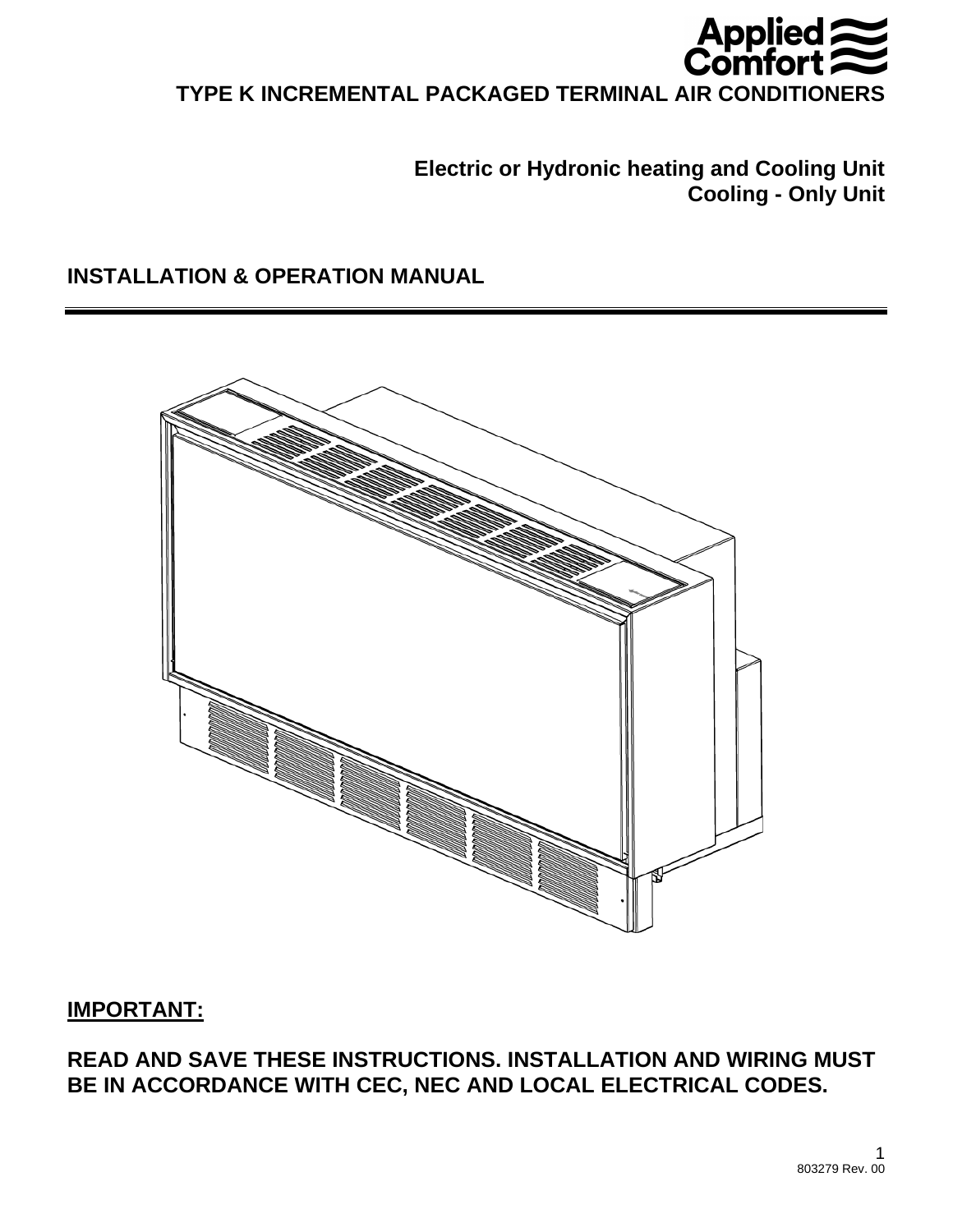# TYPE K INCREMENTAL PACKAGED TERMINAL AIR CONDITIONERS

**Electric or Hydronic heating and Cooling Unit**
**Cooling - Only Unit**

## INSTALLATION & OPERATION MANUAL

**IMPORTANT:**

**READ AND SAVE THESE INSTRUCTIONS. INSTALLATION AND WIRING MUST BE IN ACCORDANCE WITH CEC, NEC AND LOCAL ELECTRICAL CODES.**

803279 Rev. 00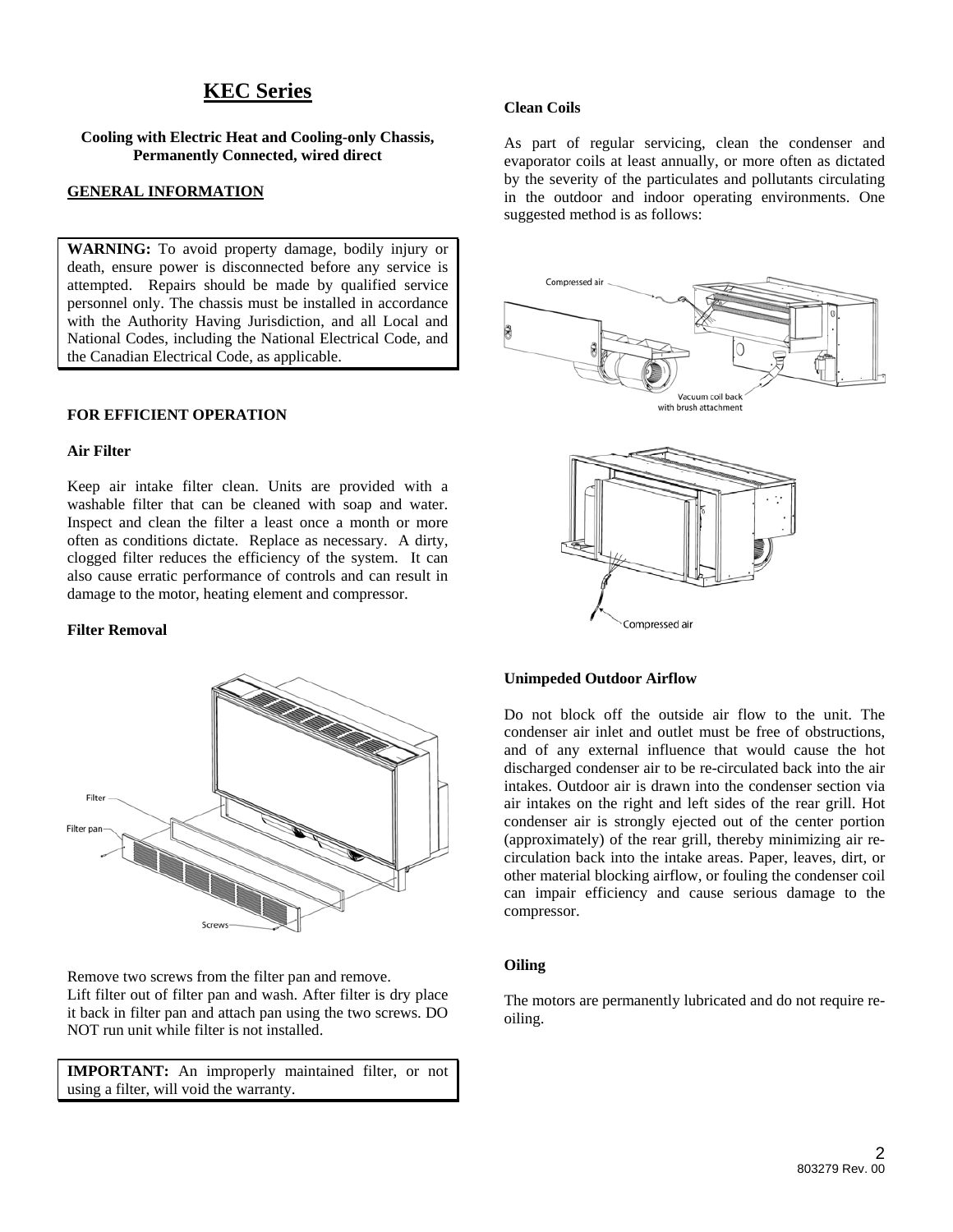# KEC Series

**Cooling with Electric Heat and Cooling-only Chassis, Permanently Connected, wired direct**

## GENERAL INFORMATION

**WARNING:** To avoid property damage, bodily injury or death, ensure power is disconnected before any service is attempted. Repairs should be made by qualified service personnel only. The chassis must be installed in accordance with the Authority Having Jurisdiction, and all Local and National Codes, including the National Electrical Code, and the Canadian Electrical Code, as applicable.

### FOR EFFICIENT OPERATION

**Air Filter**

Keep air intake filter clean. Units are provided with a washable filter that can be cleaned with soap and water. Inspect and clean the filter a least once a month or more often as conditions dictate. Replace as necessary. A dirty, clogged filter reduces the efficiency of the system. It can also cause erratic performance of controls and can result in damage to the motor, heating element and compressor.

**Filter Removal**

Remove two screws from the filter pan and remove.
Lift filter out of filter pan and wash. After filter is dry place it back in filter pan and attach pan using the two screws. DO NOT run unit while filter is not installed.

**IMPORTANT:** An improperly maintained filter, or not using a filter, will void the warranty.

**Clean Coils**

As part of regular servicing, clean the condenser and evaporator coils at least annually, or more often as dictated by the severity of the particulates and pollutants circulating in the outdoor and indoor operating environments. One suggested method is as follows:

**Unimpeded Outdoor Airflow**

Do not block off the outside air flow to the unit. The condenser air inlet and outlet must be free of obstructions, and of any external influence that would cause the hot discharged condenser air to be re-circulated back into the air intakes. Outdoor air is drawn into the condenser section via air intakes on the right and left sides of the rear grill. Hot condenser air is strongly ejected out of the center portion (approximately) of the rear grill, thereby minimizing air re-circulation back into the intake areas. Paper, leaves, dirt, or other material blocking airflow, or fouling the condenser coil can impair efficiency and cause serious damage to the compressor.

**Oiling**

The motors are permanently lubricated and do not require re-oiling.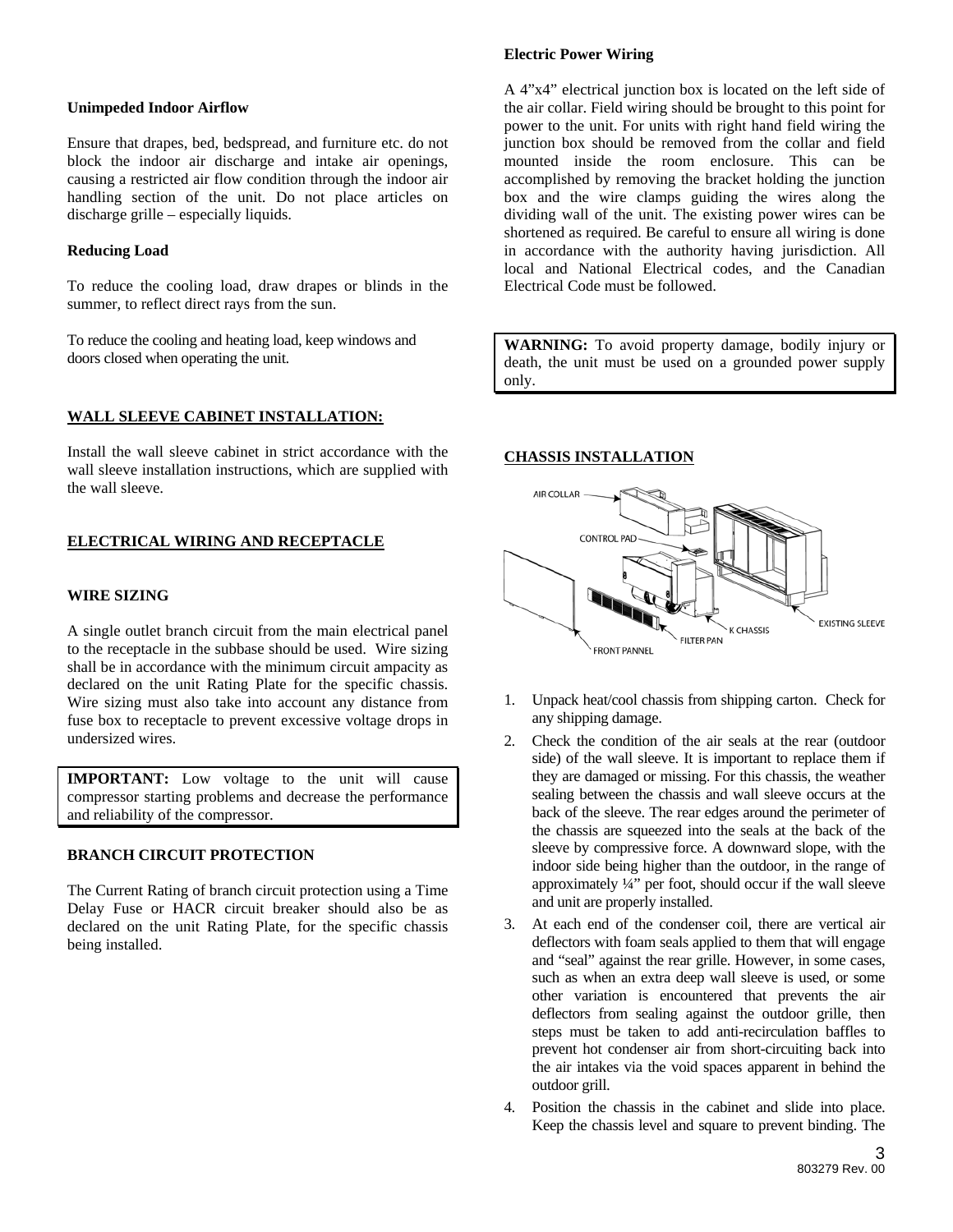**Unimpeded Indoor Airflow**

Ensure that drapes, bed, bedspread, and furniture etc. do not block the indoor air discharge and intake air openings, causing a restricted air flow condition through the indoor air handling section of the unit. Do not place articles on discharge grille – especially liquids.

**Reducing Load**

To reduce the cooling load, draw drapes or blinds in the summer, to reflect direct rays from the sun.

To reduce the cooling and heating load, keep windows and doors closed when operating the unit.

## WALL SLEEVE CABINET INSTALLATION:

Install the wall sleeve cabinet in strict accordance with the wall sleeve installation instructions, which are supplied with the wall sleeve.

## ELECTRICAL WIRING AND RECEPTACLE

### WIRE SIZING

A single outlet branch circuit from the main electrical panel to the receptacle in the subbase should be used. Wire sizing shall be in accordance with the minimum circuit ampacity as declared on the unit Rating Plate for the specific chassis. Wire sizing must also take into account any distance from fuse box to receptacle to prevent excessive voltage drops in undersized wires.

**IMPORTANT:** Low voltage to the unit will cause compressor starting problems and decrease the performance and reliability of the compressor.

### BRANCH CIRCUIT PROTECTION

The Current Rating of branch circuit protection using a Time Delay Fuse or HACR circuit breaker should also be as declared on the unit Rating Plate, for the specific chassis being installed.

**Electric Power Wiring**

A 4"x4" electrical junction box is located on the left side of the air collar. Field wiring should be brought to this point for power to the unit. For units with right hand field wiring the junction box should be removed from the collar and field mounted inside the room enclosure. This can be accomplished by removing the bracket holding the junction box and the wire clamps guiding the wires along the dividing wall of the unit. The existing power wires can be shortened as required. Be careful to ensure all wiring is done in accordance with the authority having jurisdiction. All local and National Electrical codes, and the Canadian Electrical Code must be followed.

**WARNING:** To avoid property damage, bodily injury or death, the unit must be used on a grounded power supply only.

## CHASSIS INSTALLATION

AIR COLLAR, CONTROL PAD, EXISTING SLEEVE, K CHASSIS, FILTER PAN, FRONT PANNEL

1. Unpack heat/cool chassis from shipping carton. Check for any shipping damage.
2. Check the condition of the air seals at the rear (outdoor side) of the wall sleeve. It is important to replace them if they are damaged or missing. For this chassis, the weather sealing between the chassis and wall sleeve occurs at the back of the sleeve. The rear edges around the perimeter of the chassis are squeezed into the seals at the back of the sleeve by compressive force. A downward slope, with the indoor side being higher than the outdoor, in the range of approximately ¼" per foot, should occur if the wall sleeve and unit are properly installed.
3. At each end of the condenser coil, there are vertical air deflectors with foam seals applied to them that will engage and "seal" against the rear grille. However, in some cases, such as when an extra deep wall sleeve is used, or some other variation is encountered that prevents the air deflectors from sealing against the outdoor grille, then steps must be taken to add anti-recirculation baffles to prevent hot condenser air from short-circuiting back into the air intakes via the void spaces apparent in behind the outdoor grill.
4. Position the chassis in the cabinet and slide into place. Keep the chassis level and square to prevent binding. The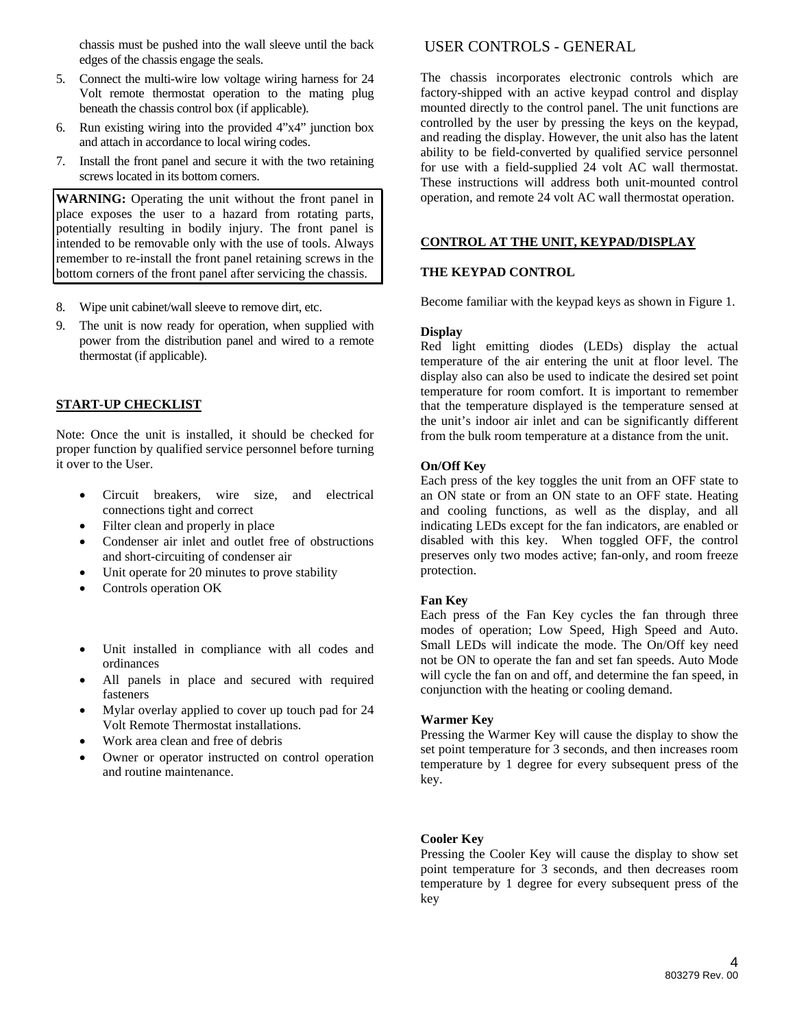chassis must be pushed into the wall sleeve until the back edges of the chassis engage the seals.

5. Connect the multi-wire low voltage wiring harness for 24 Volt remote thermostat operation to the mating plug beneath the chassis control box (if applicable).
6. Run existing wiring into the provided 4"x4" junction box and attach in accordance to local wiring codes.
7. Install the front panel and secure it with the two retaining screws located in its bottom corners.

**WARNING:** Operating the unit without the front panel in place exposes the user to a hazard from rotating parts, potentially resulting in bodily injury. The front panel is intended to be removable only with the use of tools. Always remember to re-install the front panel retaining screws in the bottom corners of the front panel after servicing the chassis.

8. Wipe unit cabinet/wall sleeve to remove dirt, etc.
9. The unit is now ready for operation, when supplied with power from the distribution panel and wired to a remote thermostat (if applicable).

## START-UP CHECKLIST

Note: Once the unit is installed, it should be checked for proper function by qualified service personnel before turning it over to the User.

- Circuit breakers, wire size, and electrical connections tight and correct
- Filter clean and properly in place
- Condenser air inlet and outlet free of obstructions and short-circuiting of condenser air
- Unit operate for 20 minutes to prove stability
- Controls operation OK

- Unit installed in compliance with all codes and ordinances
- All panels in place and secured with required fasteners
- Mylar overlay applied to cover up touch pad for 24 Volt Remote Thermostat installations.
- Work area clean and free of debris
- Owner or operator instructed on control operation and routine maintenance.

# USER CONTROLS - GENERAL

The chassis incorporates electronic controls which are factory-shipped with an active keypad control and display mounted directly to the control panel. The unit functions are controlled by the user by pressing the keys on the keypad, and reading the display. However, the unit also has the latent ability to be field-converted by qualified service personnel for use with a field-supplied 24 volt AC wall thermostat. These instructions will address both unit-mounted control operation, and remote 24 volt AC wall thermostat operation.

## CONTROL AT THE UNIT, KEYPAD/DISPLAY

### THE KEYPAD CONTROL

Become familiar with the keypad keys as shown in Figure 1.

**Display**
Red light emitting diodes (LEDs) display the actual temperature of the air entering the unit at floor level. The display also can also be used to indicate the desired set point temperature for room comfort. It is important to remember that the temperature displayed is the temperature sensed at the unit's indoor air inlet and can be significantly different from the bulk room temperature at a distance from the unit.

**On/Off Key**
Each press of the key toggles the unit from an OFF state to an ON state or from an ON state to an OFF state. Heating and cooling functions, as well as the display, and all indicating LEDs except for the fan indicators, are enabled or disabled with this key. When toggled OFF, the control preserves only two modes active; fan-only, and room freeze protection.

**Fan Key**
Each press of the Fan Key cycles the fan through three modes of operation; Low Speed, High Speed and Auto. Small LEDs will indicate the mode. The On/Off key need not be ON to operate the fan and set fan speeds. Auto Mode will cycle the fan on and off, and determine the fan speed, in conjunction with the heating or cooling demand.

**Warmer Key**
Pressing the Warmer Key will cause the display to show the set point temperature for 3 seconds, and then increases room temperature by 1 degree for every subsequent press of the key.

**Cooler Key**
Pressing the Cooler Key will cause the display to show set point temperature for 3 seconds, and then decreases room temperature by 1 degree for every subsequent press of the key

803279 Rev. 00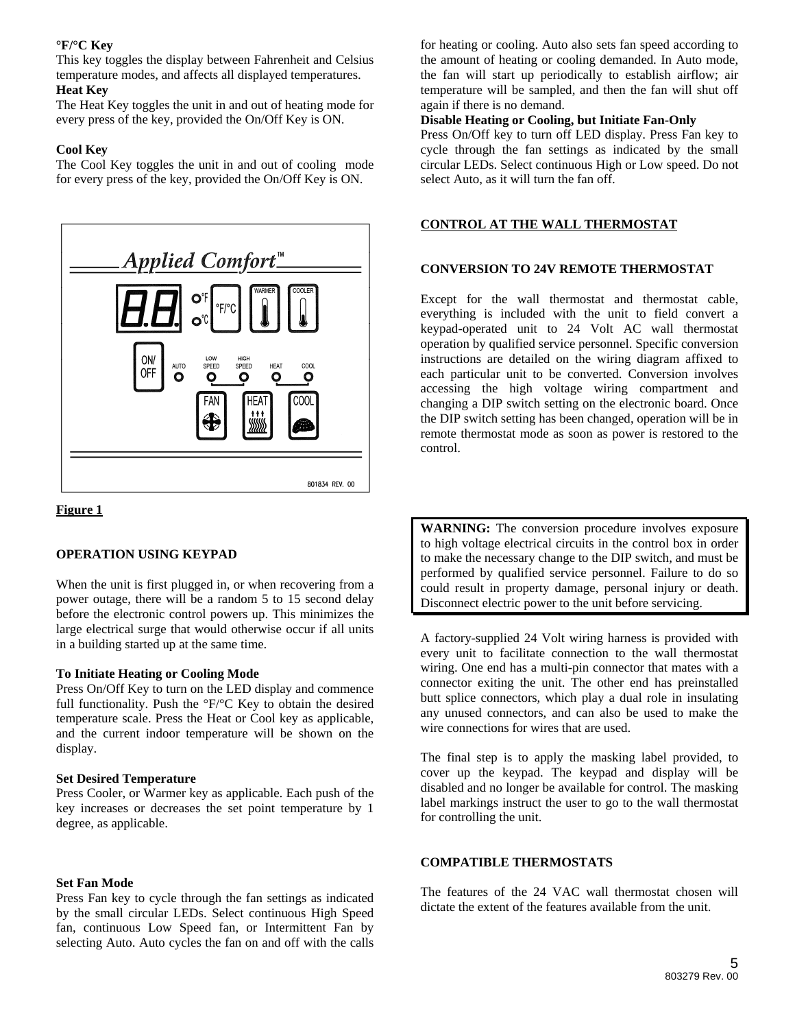**°F/°C Key**

This key toggles the display between Fahrenheit and Celsius temperature modes, and affects all displayed temperatures.

**Heat Key**

The Heat Key toggles the unit in and out of heating mode for every press of the key, provided the On/Off Key is ON.

**Cool Key**

The Cool Key toggles the unit in and out of cooling mode for every press of the key, provided the On/Off Key is ON.

**Figure 1**

### OPERATION USING KEYPAD

When the unit is first plugged in, or when recovering from a power outage, there will be a random 5 to 15 second delay before the electronic control powers up. This minimizes the large electrical surge that would otherwise occur if all units in a building started up at the same time.

**To Initiate Heating or Cooling Mode**

Press On/Off Key to turn on the LED display and commence full functionality. Push the °F/°C Key to obtain the desired temperature scale. Press the Heat or Cool key as applicable, and the current indoor temperature will be shown on the display.

**Set Desired Temperature**

Press Cooler, or Warmer key as applicable. Each push of the key increases or decreases the set point temperature by 1 degree, as applicable.

**Set Fan Mode**

Press Fan key to cycle through the fan settings as indicated by the small circular LEDs. Select continuous High Speed fan, continuous Low Speed fan, or Intermittent Fan by selecting Auto. Auto cycles the fan on and off with the calls for heating or cooling. Auto also sets fan speed according to the amount of heating or cooling demanded. In Auto mode, the fan will start up periodically to establish airflow; air temperature will be sampled, and then the fan will shut off again if there is no demand.

**Disable Heating or Cooling, but Initiate Fan-Only**

Press On/Off key to turn off LED display. Press Fan key to cycle through the fan settings as indicated by the small circular LEDs. Select continuous High or Low speed. Do not select Auto, as it will turn the fan off.

### CONTROL AT THE WALL THERMOSTAT

### CONVERSION TO 24V REMOTE THERMOSTAT

Except for the wall thermostat and thermostat cable, everything is included with the unit to field convert a keypad-operated unit to 24 Volt AC wall thermostat operation by qualified service personnel. Specific conversion instructions are detailed on the wiring diagram affixed to each particular unit to be converted. Conversion involves accessing the high voltage wiring compartment and changing a DIP switch setting on the electronic board. Once the DIP switch setting has been changed, operation will be in remote thermostat mode as soon as power is restored to the control.

**WARNING:** The conversion procedure involves exposure to high voltage electrical circuits in the control box in order to make the necessary change to the DIP switch, and must be performed by qualified service personnel. Failure to do so could result in property damage, personal injury or death. Disconnect electric power to the unit before servicing.

A factory-supplied 24 Volt wiring harness is provided with every unit to facilitate connection to the wall thermostat wiring. One end has a multi-pin connector that mates with a connector exiting the unit. The other end has preinstalled butt splice connectors, which play a dual role in insulating any unused connectors, and can also be used to make the wire connections for wires that are used.

The final step is to apply the masking label provided, to cover up the keypad. The keypad and display will be disabled and no longer be available for control. The masking label markings instruct the user to go to the wall thermostat for controlling the unit.

### COMPATIBLE THERMOSTATS

The features of the 24 VAC wall thermostat chosen will dictate the extent of the features available from the unit.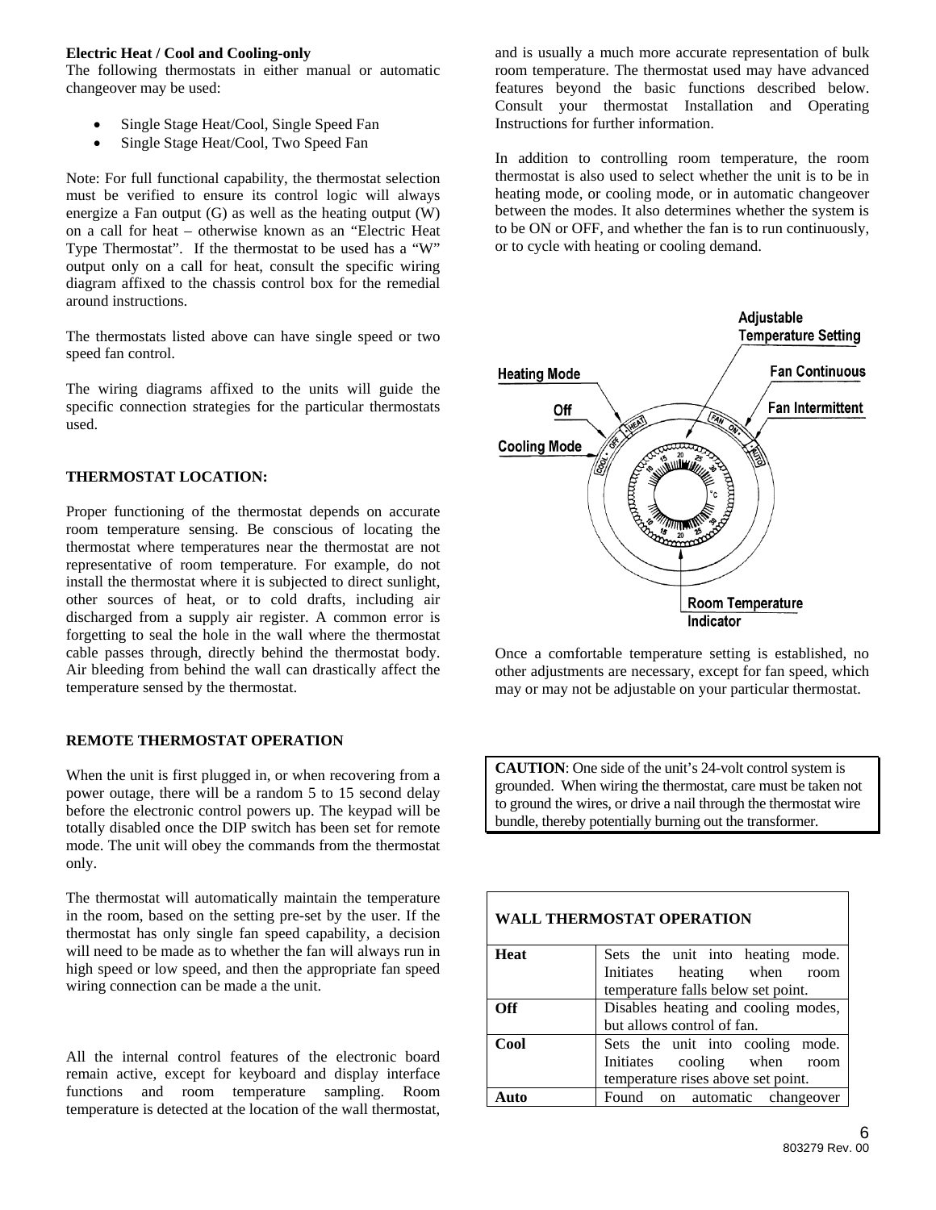**Electric Heat / Cool and Cooling-only**

The following thermostats in either manual or automatic changeover may be used:

- Single Stage Heat/Cool, Single Speed Fan
- Single Stage Heat/Cool, Two Speed Fan

Note: For full functional capability, the thermostat selection must be verified to ensure its control logic will always energize a Fan output (G) as well as the heating output (W) on a call for heat – otherwise known as an "Electric Heat Type Thermostat". If the thermostat to be used has a "W" output only on a call for heat, consult the specific wiring diagram affixed to the chassis control box for the remedial around instructions.

The thermostats listed above can have single speed or two speed fan control.

The wiring diagrams affixed to the units will guide the specific connection strategies for the particular thermostats used.

### THERMOSTAT LOCATION:

Proper functioning of the thermostat depends on accurate room temperature sensing. Be conscious of locating the thermostat where temperatures near the thermostat are not representative of room temperature. For example, do not install the thermostat where it is subjected to direct sunlight, other sources of heat, or to cold drafts, including air discharged from a supply air register. A common error is forgetting to seal the hole in the wall where the thermostat cable passes through, directly behind the thermostat body. Air bleeding from behind the wall can drastically affect the temperature sensed by the thermostat.

### REMOTE THERMOSTAT OPERATION

When the unit is first plugged in, or when recovering from a power outage, there will be a random 5 to 15 second delay before the electronic control powers up. The keypad will be totally disabled once the DIP switch has been set for remote mode. The unit will obey the commands from the thermostat only.

The thermostat will automatically maintain the temperature in the room, based on the setting pre-set by the user. If the thermostat has only single fan speed capability, a decision will need to be made as to whether the fan will always run in high speed or low speed, and then the appropriate fan speed wiring connection can be made a the unit.

All the internal control features of the electronic board remain active, except for keyboard and display interface functions and room temperature sampling. Room temperature is detected at the location of the wall thermostat, and is usually a much more accurate representation of bulk room temperature. The thermostat used may have advanced features beyond the basic functions described below. Consult your thermostat Installation and Operating Instructions for further information.

In addition to controlling room temperature, the room thermostat is also used to select whether the unit is to be in heating mode, or cooling mode, or in automatic changeover between the modes. It also determines whether the system is to be ON or OFF, and whether the fan is to run continuously, or to cycle with heating or cooling demand.

Adjustable Temperature Setting

Heating Mode

Off

Cooling Mode

Fan Continuous

Fan Intermittent

Room Temperature Indicator

Once a comfortable temperature setting is established, no other adjustments are necessary, except for fan speed, which may or may not be adjustable on your particular thermostat.

**CAUTION**: One side of the unit's 24-volt control system is grounded. When wiring the thermostat, care must be taken not to ground the wires, or drive a nail through the thermostat wire bundle, thereby potentially burning out the transformer.

| WALL THERMOSTAT OPERATION | |
|---|---|
| **Heat** | Sets the unit into heating mode. Initiates heating when room temperature falls below set point. |
| **Off** | Disables heating and cooling modes, but allows control of fan. |
| **Cool** | Sets the unit into cooling mode. Initiates cooling when room temperature rises above set point. |
| **Auto** | Found on automatic changeover |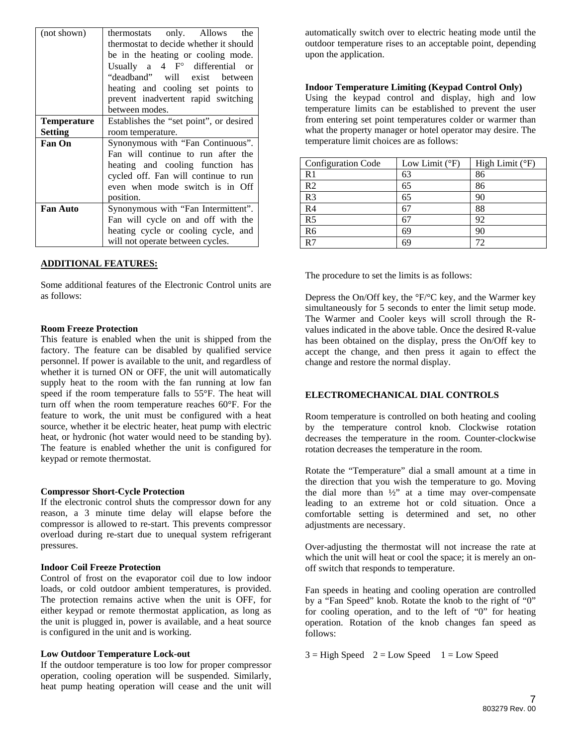| (not shown) | thermostats only. Allows the thermostat to decide whether it should be in the heating or cooling mode. Usually a 4 F° differential or "deadband" will exist between heating and cooling set points to prevent inadvertent rapid switching between modes. |
|---|---|
| **Temperature Setting** | Establishes the "set point", or desired room temperature. |
| **Fan On** | Synonymous with "Fan Continuous". Fan will continue to run after the heating and cooling function has cycled off. Fan will continue to run even when mode switch is in Off position. |
| **Fan Auto** | Synonymous with "Fan Intermittent". Fan will cycle on and off with the heating cycle or cooling cycle, and will not operate between cycles. |

## ADDITIONAL FEATURES:

Some additional features of the Electronic Control units are as follows:

**Room Freeze Protection**
This feature is enabled when the unit is shipped from the factory. The feature can be disabled by qualified service personnel. If power is available to the unit, and regardless of whether it is turned ON or OFF, the unit will automatically supply heat to the room with the fan running at low fan speed if the room temperature falls to 55°F. The heat will turn off when the room temperature reaches 60°F. For the feature to work, the unit must be configured with a heat source, whether it be electric heater, heat pump with electric heat, or hydronic (hot water would need to be standing by). The feature is enabled whether the unit is configured for keypad or remote thermostat.

**Compressor Short-Cycle Protection**
If the electronic control shuts the compressor down for any reason, a 3 minute time delay will elapse before the compressor is allowed to re-start. This prevents compressor overload during re-start due to unequal system refrigerant pressures.

**Indoor Coil Freeze Protection**
Control of frost on the evaporator coil due to low indoor loads, or cold outdoor ambient temperatures, is provided. The protection remains active when the unit is OFF, for either keypad or remote thermostat application, as long as the unit is plugged in, power is available, and a heat source is configured in the unit and is working.

**Low Outdoor Temperature Lock-out**
If the outdoor temperature is too low for proper compressor operation, cooling operation will be suspended. Similarly, heat pump heating operation will cease and the unit will automatically switch over to electric heating mode until the outdoor temperature rises to an acceptable point, depending upon the application.

**Indoor Temperature Limiting (Keypad Control Only)**
Using the keypad control and display, high and low temperature limits can be established to prevent the user from entering set point temperatures colder or warmer than what the property manager or hotel operator may desire. The temperature limit choices are as follows:

| Configuration Code | Low Limit (°F) | High Limit (°F) |
|---|---|---|
| R1 | 63 | 86 |
| R2 | 65 | 86 |
| R3 | 65 | 90 |
| R4 | 67 | 88 |
| R5 | 67 | 92 |
| R6 | 69 | 90 |
| R7 | 69 | 72 |

The procedure to set the limits is as follows:

Depress the On/Off key, the °F/°C key, and the Warmer key simultaneously for 5 seconds to enter the limit setup mode. The Warmer and Cooler keys will scroll through the R-values indicated in the above table. Once the desired R-value has been obtained on the display, press the On/Off key to accept the change, and then press it again to effect the change and restore the normal display.

## ELECTROMECHANICAL DIAL CONTROLS

Room temperature is controlled on both heating and cooling by the temperature control knob. Clockwise rotation decreases the temperature in the room. Counter-clockwise rotation decreases the temperature in the room.

Rotate the "Temperature" dial a small amount at a time in the direction that you wish the temperature to go. Moving the dial more than ½" at a time may over-compensate leading to an extreme hot or cold situation. Once a comfortable setting is determined and set, no other adjustments are necessary.

Over-adjusting the thermostat will not increase the rate at which the unit will heat or cool the space; it is merely an on-off switch that responds to temperature.

Fan speeds in heating and cooling operation are controlled by a "Fan Speed" knob. Rotate the knob to the right of "0" for cooling operation, and to the left of "0" for heating operation. Rotation of the knob changes fan speed as follows:

3 = High Speed    2 = Low Speed    1 = Low Speed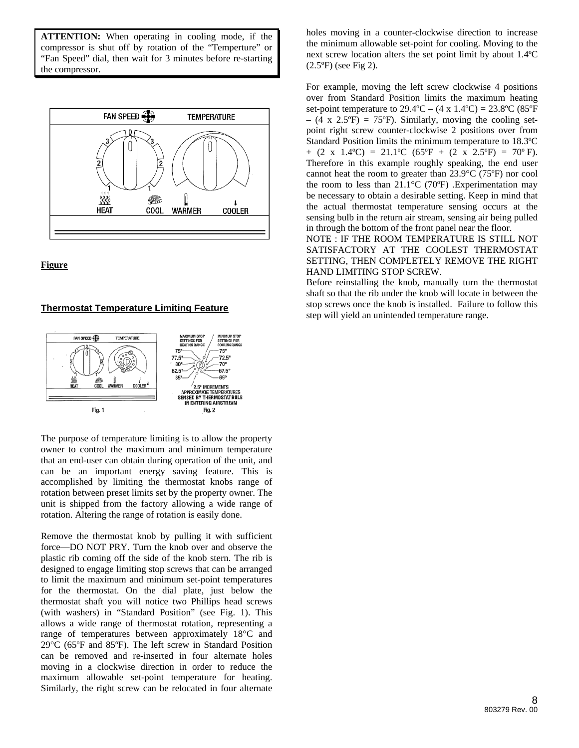**ATTENTION:** When operating in cooling mode, if the compressor is shut off by rotation of the "Temperture" or "Fan Speed" dial, then wait for 3 minutes before re-starting the compressor.

FAN SPEED TEMPERATURE

HEAT COOL WARMER COOLER

**Figure**

## Thermostat Temperature Limiting Feature

Fig. 1

MAXIMUM STOP SETTINGS FOR HEATING RANGE / MINIMUM STOP SETTINGS FOR COOLING RANGE

75° 77.5° 80° 82.5° 85° — 75° 72.5° 70° 67.5° 65°

2.5° INCREMENTS APPROXIMATE TEMPERATURES SENSED BY THERMOSTAT BULB IN ENTERING AIRSTREAM

Fig. 2

The purpose of temperature limiting is to allow the property owner to control the maximum and minimum temperature that an end-user can obtain during operation of the unit, and can be an important energy saving feature. This is accomplished by limiting the thermostat knobs range of rotation between preset limits set by the property owner. The unit is shipped from the factory allowing a wide range of rotation. Altering the range of rotation is easily done.

Remove the thermostat knob by pulling it with sufficient force—DO NOT PRY. Turn the knob over and observe the plastic rib coming off the side of the knob stern. The rib is designed to engage limiting stop screws that can be arranged to limit the maximum and minimum set-point temperatures for the thermostat. On the dial plate, just below the thermostat shaft you will notice two Phillips head screws (with washers) in "Standard Position" (see Fig. 1). This allows a wide range of thermostat rotation, representing a range of temperatures between approximately 18°C and 29°C (65ºF and 85ºF). The left screw in Standard Position can be removed and re-inserted in four alternate holes moving in a clockwise direction in order to reduce the maximum allowable set-point temperature for heating. Similarly, the right screw can be relocated in four alternate holes moving in a counter-clockwise direction to increase the minimum allowable set-point for cooling. Moving to the next screw location alters the set point limit by about 1.4ºC (2.5ºF) (see Fig 2).

For example, moving the left screw clockwise 4 positions over from Standard Position limits the maximum heating set-point temperature to 29.4ºC – (4 x 1.4ºC) = 23.8ºC (85ºF – (4 x 2.5ºF) = 75ºF). Similarly, moving the cooling set-point right screw counter-clockwise 2 positions over from Standard Position limits the minimum temperature to 18.3ºC + (2 x 1.4ºC) = 21.1ºC (65ºF + (2 x 2.5ºF) = 70º F). Therefore in this example roughly speaking, the end user cannot heat the room to greater than 23.9°C (75ºF) nor cool the room to less than 21.1°C (70ºF) .Experimentation may be necessary to obtain a desirable setting. Keep in mind that the actual thermostat temperature sensing occurs at the sensing bulb in the return air stream, sensing air being pulled in through the bottom of the front panel near the floor.

NOTE : IF THE ROOM TEMPERATURE IS STILL NOT SATISFACTORY AT THE COOLEST THERMOSTAT SETTING, THEN COMPLETELY REMOVE THE RIGHT HAND LIMITING STOP SCREW.

Before reinstalling the knob, manually turn the thermostat shaft so that the rib under the knob will locate in between the stop screws once the knob is installed. Failure to follow this step will yield an unintended temperature range.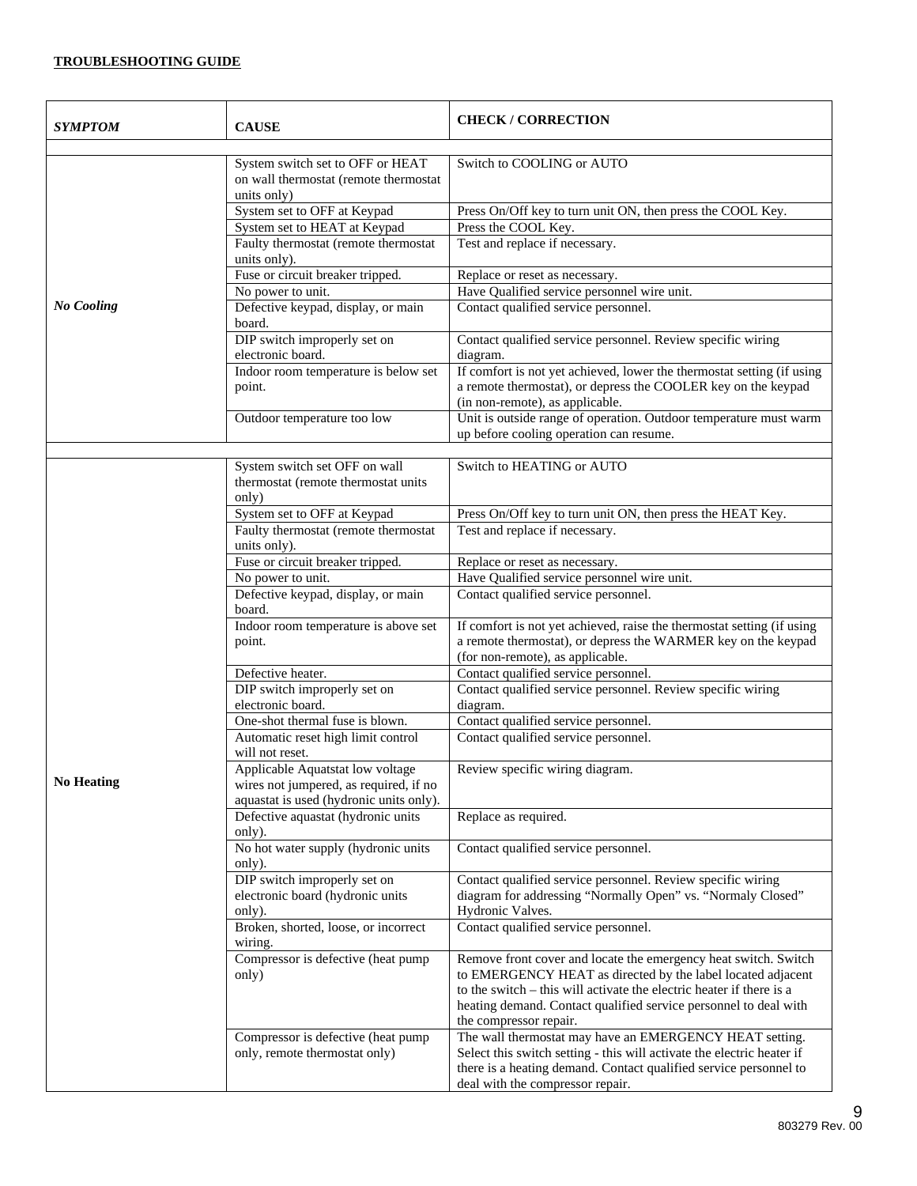**TROUBLESHOOTING GUIDE**

| *SYMPTOM* | CAUSE | CHECK / CORRECTION |
|---|---|---|
| | | |
| ***No Cooling*** | System switch set to OFF or HEAT on wall thermostat (remote thermostat units only) | Switch to COOLING or AUTO |
| | System set to OFF at Keypad | Press On/Off key to turn unit ON, then press the COOL Key. |
| | System set to HEAT at Keypad | Press the COOL Key. |
| | Faulty thermostat (remote thermostat units only). | Test and replace if necessary. |
| | Fuse or circuit breaker tripped. | Replace or reset as necessary. |
| | No power to unit. | Have Qualified service personnel wire unit. |
| | Defective keypad, display, or main board. | Contact qualified service personnel. |
| | DIP switch improperly set on electronic board. | Contact qualified service personnel. Review specific wiring diagram. |
| | Indoor room temperature is below set point. | If comfort is not yet achieved, lower the thermostat setting (if using a remote thermostat), or depress the COOLER key on the keypad (in non-remote), as applicable. |
| | Outdoor temperature too low | Unit is outside range of operation. Outdoor temperature must warm up before cooling operation can resume. |
| | | |
| **No Heating** | System switch set OFF on wall thermostat (remote thermostat units only) | Switch to HEATING or AUTO |
| | System set to OFF at Keypad | Press On/Off key to turn unit ON, then press the HEAT Key. |
| | Faulty thermostat (remote thermostat units only). | Test and replace if necessary. |
| | Fuse or circuit breaker tripped. | Replace or reset as necessary. |
| | No power to unit. | Have Qualified service personnel wire unit. |
| | Defective keypad, display, or main board. | Contact qualified service personnel. |
| | Indoor room temperature is above set point. | If comfort is not yet achieved, raise the thermostat setting (if using a remote thermostat), or depress the WARMER key on the keypad (for non-remote), as applicable. |
| | Defective heater. | Contact qualified service personnel. |
| | DIP switch improperly set on electronic board. | Contact qualified service personnel. Review specific wiring diagram. |
| | One-shot thermal fuse is blown. | Contact qualified service personnel. |
| | Automatic reset high limit control will not reset. | Contact qualified service personnel. |
| | Applicable Aquatstat low voltage wires not jumpered, as required, if no aquastat is used (hydronic units only). | Review specific wiring diagram. |
| | Defective aquastat (hydronic units only). | Replace as required. |
| | No hot water supply (hydronic units only). | Contact qualified service personnel. |
| | DIP switch improperly set on electronic board (hydronic units only). | Contact qualified service personnel. Review specific wiring diagram for addressing "Normally Open" vs. "Normaly Closed" Hydronic Valves. |
| | Broken, shorted, loose, or incorrect wiring. | Contact qualified service personnel. |
| | Compressor is defective (heat pump only) | Remove front cover and locate the emergency heat switch. Switch to EMERGENCY HEAT as directed by the label located adjacent to the switch – this will activate the electric heater if there is a heating demand. Contact qualified service personnel to deal with the compressor repair. |
| | Compressor is defective (heat pump only, remote thermostat only) | The wall thermostat may have an EMERGENCY HEAT setting. Select this switch setting - this will activate the electric heater if there is a heating demand. Contact qualified service personnel to deal with the compressor repair. |

803279 Rev. 00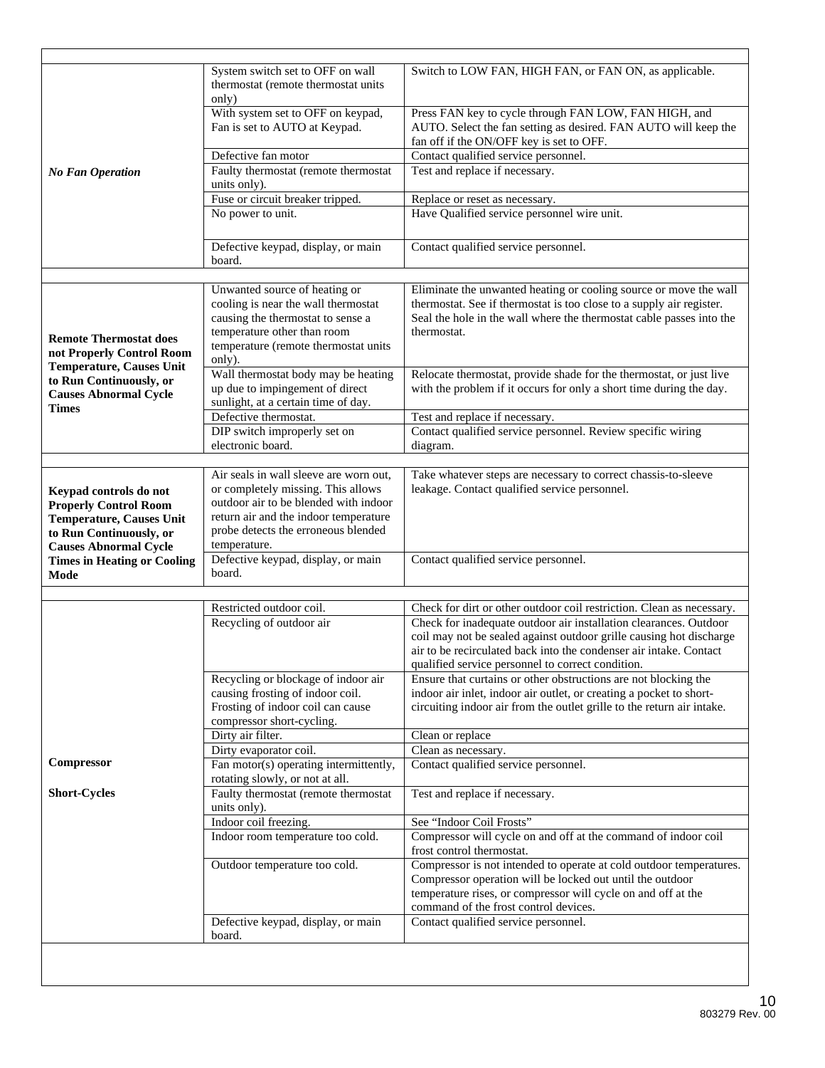| | | |
|---|---|---|
| ***No Fan Operation*** | System switch set to OFF on wall thermostat (remote thermostat units only) | Switch to LOW FAN, HIGH FAN, or FAN ON, as applicable. |
| | With system set to OFF on keypad, Fan is set to AUTO at Keypad. | Press FAN key to cycle through FAN LOW, FAN HIGH, and AUTO. Select the fan setting as desired. FAN AUTO will keep the fan off if the ON/OFF key is set to OFF. |
| | Defective fan motor | Contact qualified service personnel. |
| | Faulty thermostat (remote thermostat units only). | Test and replace if necessary. |
| | Fuse or circuit breaker tripped. | Replace or reset as necessary. |
| | No power to unit. | Have Qualified service personnel wire unit. |
| | Defective keypad, display, or main board. | Contact qualified service personnel. |
| **Remote Thermostat does not Properly Control Room Temperature, Causes Unit to Run Continuously, or Causes Abnormal Cycle Times** | Unwanted source of heating or cooling is near the wall thermostat causing the thermostat to sense a temperature other than room temperature (remote thermostat units only). | Eliminate the unwanted heating or cooling source or move the wall thermostat. See if thermostat is too close to a supply air register. Seal the hole in the wall where the thermostat cable passes into the thermostat. |
| | Wall thermostat body may be heating up due to impingement of direct sunlight, at a certain time of day. | Relocate thermostat, provide shade for the thermostat, or just live with the problem if it occurs for only a short time during the day. |
| | Defective thermostat. | Test and replace if necessary. |
| | DIP switch improperly set on electronic board. | Contact qualified service personnel. Review specific wiring diagram. |
| **Keypad controls do not Properly Control Room Temperature, Causes Unit to Run Continuously, or Causes Abnormal Cycle Times in Heating or Cooling Mode** | Air seals in wall sleeve are worn out, or completely missing. This allows outdoor air to be blended with indoor return air and the indoor temperature probe detects the erroneous blended temperature. | Take whatever steps are necessary to correct chassis-to-sleeve leakage. Contact qualified service personnel. |
| | Defective keypad, display, or main board. | Contact qualified service personnel. |
| **Compressor Short-Cycles** | Restricted outdoor coil. | Check for dirt or other outdoor coil restriction. Clean as necessary. |
| | Recycling of outdoor air | Check for inadequate outdoor air installation clearances. Outdoor coil may not be sealed against outdoor grille causing hot discharge air to be recirculated back into the condenser air intake. Contact qualified service personnel to correct condition. |
| | Recycling or blockage of indoor air causing frosting of indoor coil. Frosting of indoor coil can cause compressor short-cycling. | Ensure that curtains or other obstructions are not blocking the indoor air inlet, indoor air outlet, or creating a pocket to short-circuiting indoor air from the outlet grille to the return air intake. |
| | Dirty air filter. | Clean or replace |
| | Dirty evaporator coil. | Clean as necessary. |
| | Fan motor(s) operating intermittently, rotating slowly, or not at all. | Contact qualified service personnel. |
| | Faulty thermostat (remote thermostat units only). | Test and replace if necessary. |
| | Indoor coil freezing. | See "Indoor Coil Frosts" |
| | Indoor room temperature too cold. | Compressor will cycle on and off at the command of indoor coil frost control thermostat. |
| | Outdoor temperature too cold. | Compressor is not intended to operate at cold outdoor temperatures. Compressor operation will be locked out until the outdoor temperature rises, or compressor will cycle on and off at the command of the frost control devices. |
| | Defective keypad, display, or main board. | Contact qualified service personnel. |

803279 Rev. 00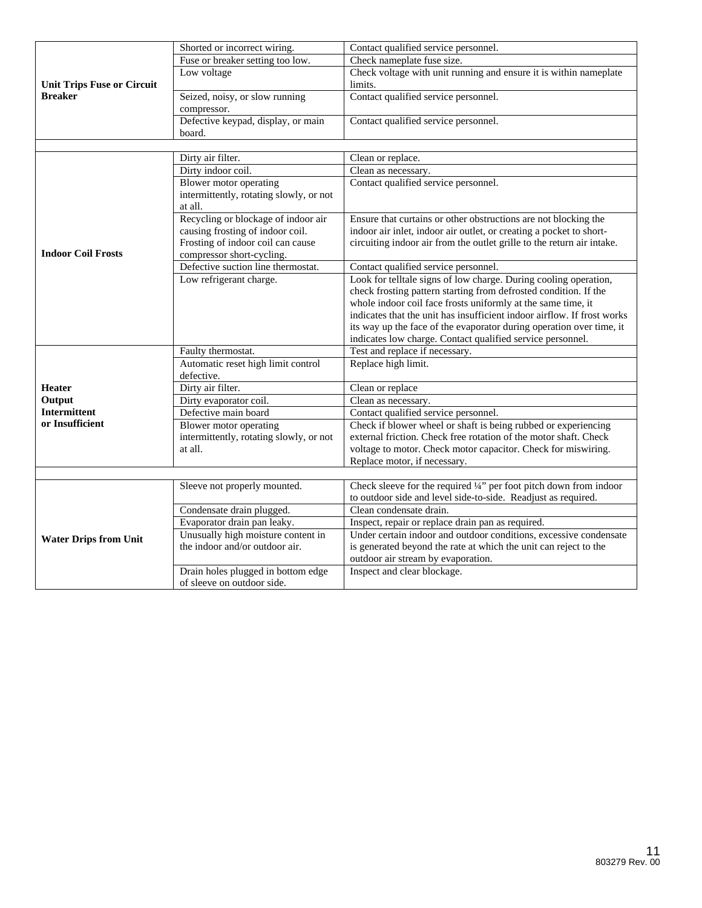| | | |
|---|---|---|
| **Unit Trips Fuse or Circuit Breaker** | Shorted or incorrect wiring. | Contact qualified service personnel. |
| | Fuse or breaker setting too low. | Check nameplate fuse size. |
| | Low voltage | Check voltage with unit running and ensure it is within nameplate limits. |
| | Seized, noisy, or slow running compressor. | Contact qualified service personnel. |
| | Defective keypad, display, or main board. | Contact qualified service personnel. |
| | | |
| **Indoor Coil Frosts** | Dirty air filter. | Clean or replace. |
| | Dirty indoor coil. | Clean as necessary. |
| | Blower motor operating intermittently, rotating slowly, or not at all. | Contact qualified service personnel. |
| | Recycling or blockage of indoor air causing frosting of indoor coil. Frosting of indoor coil can cause compressor short-cycling. | Ensure that curtains or other obstructions are not blocking the indoor air inlet, indoor air outlet, or creating a pocket to short-circuiting indoor air from the outlet grille to the return air intake. |
| | Defective suction line thermostat. | Contact qualified service personnel. |
| | Low refrigerant charge. | Look for telltale signs of low charge. During cooling operation, check frosting pattern starting from defrosted condition. If the whole indoor coil face frosts uniformly at the same time, it indicates that the unit has insufficient indoor airflow. If frost works its way up the face of the evaporator during operation over time, it indicates low charge. Contact qualified service personnel. |
| **Heater Output Intermittent or Insufficient** | Faulty thermostat. | Test and replace if necessary. |
| | Automatic reset high limit control defective. | Replace high limit. |
| | Dirty air filter. | Clean or replace |
| | Dirty evaporator coil. | Clean as necessary. |
| | Defective main board | Contact qualified service personnel. |
| | Blower motor operating intermittently, rotating slowly, or not at all. | Check if blower wheel or shaft is being rubbed or experiencing external friction. Check free rotation of the motor shaft. Check voltage to motor. Check motor capacitor. Check for miswiring. Replace motor, if necessary. |
| | | |
| **Water Drips from Unit** | Sleeve not properly mounted. | Check sleeve for the required ¼" per foot pitch down from indoor to outdoor side and level side-to-side. Readjust as required. |
| | Condensate drain plugged. | Clean condensate drain. |
| | Evaporator drain pan leaky. | Inspect, repair or replace drain pan as required. |
| | Unusually high moisture content in the indoor and/or outdoor air. | Under certain indoor and outdoor conditions, excessive condensate is generated beyond the rate at which the unit can reject to the outdoor air stream by evaporation. |
| | Drain holes plugged in bottom edge of sleeve on outdoor side. | Inspect and clear blockage. |

803279 Rev. 00